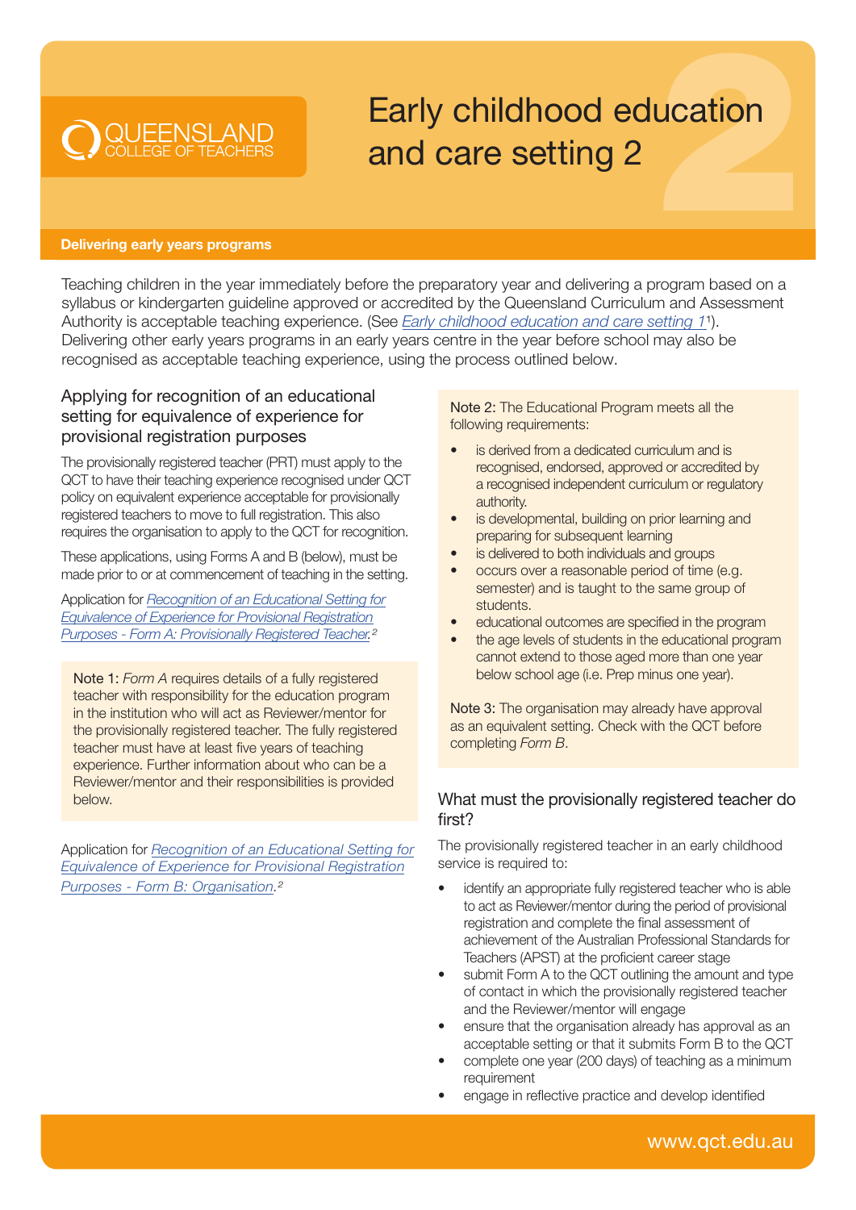QUEENSLAND COLLEGE OF TEACHERS

# Early childhood education and care setting 2

**Delivering early years programs**

Teaching children in the year immediately before the preparatory year and delivering a program based on a syllabus or kindergarten guideline approved or accredited by the Queensland Curriculum and Assessment Authority is acceptable teaching experience. (See *Early childhood education and care setting 1*[1]). Delivering other early years programs in an early years centre in the year before school may also be recognised as acceptable teaching experience, using the process outlined below.

## Applying for recognition of an educational setting for equivalence of experience for provisional registration purposes

The provisionally registered teacher (PRT) must apply to the QCT to have their teaching experience recognised under QCT policy on equivalent experience acceptable for provisionally registered teachers to move to full registration. This also requires the organisation to apply to the QCT for recognition.

These applications, using Forms A and B (below), must be made prior to or at commencement of teaching in the setting.

Application for *Recognition of an Educational Setting for Equivalence of Experience for Provisional Registration Purposes - Form A: Provisionally Registered Teacher.*[2]

> Note 1: *Form A* requires details of a fully registered teacher with responsibility for the education program in the institution who will act as Reviewer/mentor for the provisionally registered teacher. The fully registered teacher must have at least five years of teaching experience. Further information about who can be a Reviewer/mentor and their responsibilities is provided below.

Application for *Recognition of an Educational Setting for Equivalence of Experience for Provisional Registration Purposes - Form B: Organisation.*[2]

> Note 2: The Educational Program meets all the following requirements:
>
> - is derived from a dedicated curriculum and is recognised, endorsed, approved or accredited by a recognised independent curriculum or regulatory authority.
> - is developmental, building on prior learning and preparing for subsequent learning
> - is delivered to both individuals and groups
> - occurs over a reasonable period of time (e.g. semester) and is taught to the same group of students.
> - educational outcomes are specified in the program
> - the age levels of students in the educational program cannot extend to those aged more than one year below school age (i.e. Prep minus one year).
>
> Note 3: The organisation may already have approval as an equivalent setting. Check with the QCT before completing *Form B*.

## What must the provisionally registered teacher do first?

The provisionally registered teacher in an early childhood service is required to:

- identify an appropriate fully registered teacher who is able to act as Reviewer/mentor during the period of provisional registration and complete the final assessment of achievement of the Australian Professional Standards for Teachers (APST) at the proficient career stage
- submit Form A to the QCT outlining the amount and type of contact in which the provisionally registered teacher and the Reviewer/mentor will engage
- ensure that the organisation already has approval as an acceptable setting or that it submits Form B to the QCT
- complete one year (200 days) of teaching as a minimum requirement
- engage in reflective practice and develop identified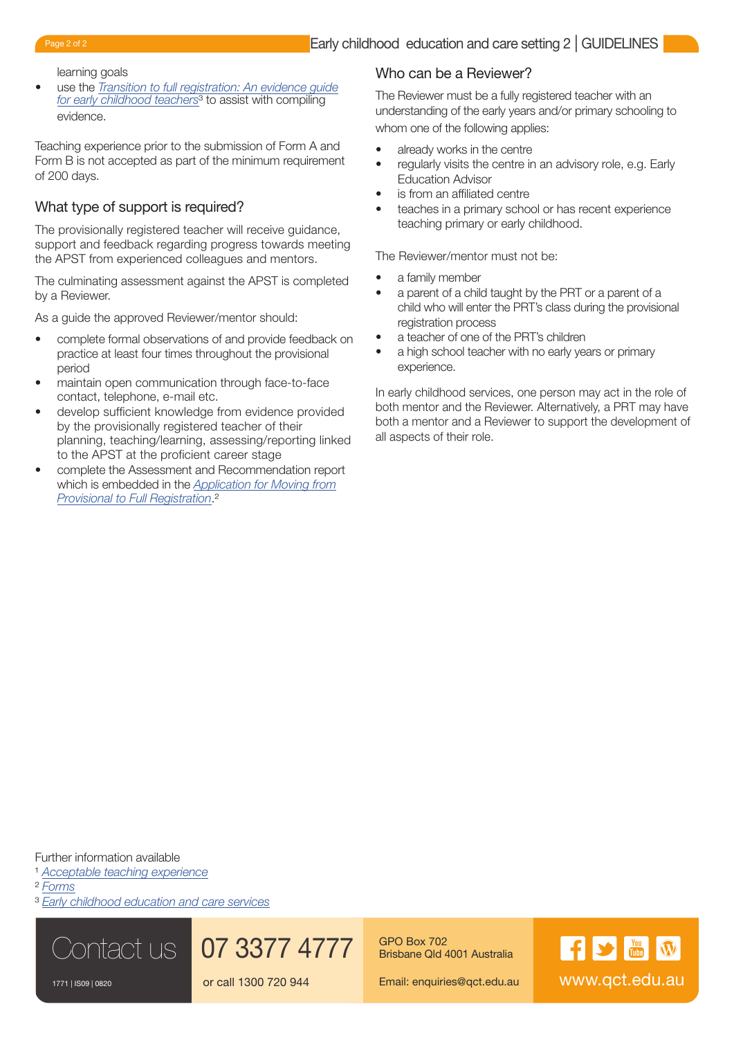learning goals

- use the *Transition to full registration: An evidence guide for early childhood teachers*[3] to assist with compiling evidence.

Teaching experience prior to the submission of Form A and Form B is not accepted as part of the minimum requirement of 200 days.

## What type of support is required?

The provisionally registered teacher will receive guidance, support and feedback regarding progress towards meeting the APST from experienced colleagues and mentors.

The culminating assessment against the APST is completed by a Reviewer.

As a guide the approved Reviewer/mentor should:

- complete formal observations of and provide feedback on practice at least four times throughout the provisional period
- maintain open communication through face-to-face contact, telephone, e-mail etc.
- develop sufficient knowledge from evidence provided by the provisionally registered teacher of their planning, teaching/learning, assessing/reporting linked to the APST at the proficient career stage
- complete the Assessment and Recommendation report which is embedded in the *Application for Moving from Provisional to Full Registration*.[2]

## Who can be a Reviewer?

The Reviewer must be a fully registered teacher with an understanding of the early years and/or primary schooling to whom one of the following applies:

- already works in the centre
- regularly visits the centre in an advisory role, e.g. Early Education Advisor
- is from an affiliated centre
- teaches in a primary school or has recent experience teaching primary or early childhood.

The Reviewer/mentor must not be:

- a family member
- a parent of a child taught by the PRT or a parent of a child who will enter the PRT's class during the provisional registration process
- a teacher of one of the PRT's children
- a high school teacher with no early years or primary experience.

In early childhood services, one person may act in the role of both mentor and the Reviewer. Alternatively, a PRT may have both a mentor and a Reviewer to support the development of all aspects of their role.

Further information available

[1] *Acceptable teaching experience*
[2] *Forms*
[3] *Early childhood education and care services*

Contact us | 07 3377 4777 or call 1300 720 944 | GPO Box 702 Brisbane Qld 4001 Australia | Email: enquiries@qct.edu.au | www.qct.edu.au

1771 | IS09 | 0820